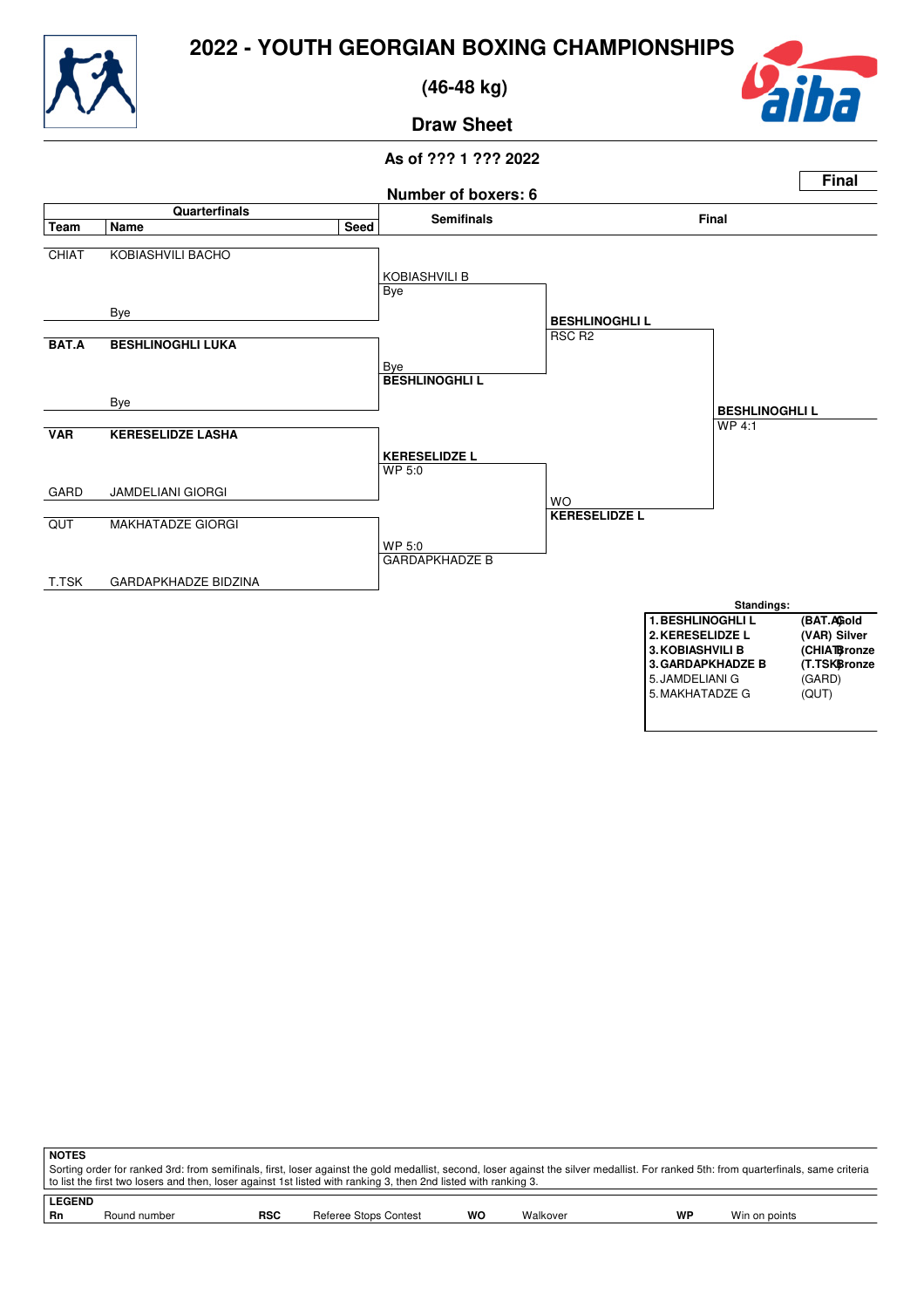# 2022 - YOUTH GEORGIAN BOXING CHAMPIONSHIPS

## (46-48 kg)

### Draw Sheet

As of ??? 1 ??? 2022

**Final**

Number of boxers: 6

| Team | Name | Seed | Semifinals | Final | |
|---|---|---|---|---|---|
| CHIAT | KOBIASHVILI BACHO | | KOBIASHVILI B<br>Bye | | |
| | Bye | | | **BESHLINOGHLI L**<br>RSC R2 | |
| **BAT.A** | **BESHLINOGHLI LUKA** | | Bye<br>**BESHLINOGHLI L** | | |
| | Bye | | | | **BESHLINOGHLI L**<br>WP 4:1 |
| **VAR** | **KERESELIDZE LASHA** | | **KERESELIDZE L**<br>WP 5:0 | | |
| GARD | JAMDELIANI GIORGI | | | WO<br>**KERESELIDZE L** | |
| QUT | MAKHATADZE GIORGI | | WP 5:0<br>GARDAPKHADZE B | | |
| T.TSK | GARDAPKHADZE BIDZINA | | | | |

**Standings:**

| | | |
|---|---|---|
| **1. BESHLINOGHLI L** | **(BAT.A)** | **Gold** |
| **2. KERESELIDZE L** | **(VAR)** | **Silver** |
| **3. KOBIASHVILI B** | **(CHIAT)** | **Bronze** |
| **3. GARDAPKHADZE B** | **(T.TSK)** | **Bronze** |
| 5. JAMDELIANI G | (GARD) | |
| 5. MAKHATADZE G | (QUT) | |

**NOTES**

Sorting order for ranked 3rd: from semifinals, first, loser against the gold medallist, second, loser against the silver medallist. For ranked 5th: from quarterfinals, same criteria to list the first two losers and then, loser against 1st listed with ranking 3, then 2nd listed with ranking 3.

**LEGEND**

| | | | | | | | |
|---|---|---|---|---|---|---|---|
| **Rn** | Round number | **RSC** | Referee Stops Contest | **WO** | Walkover | **WP** | Win on points |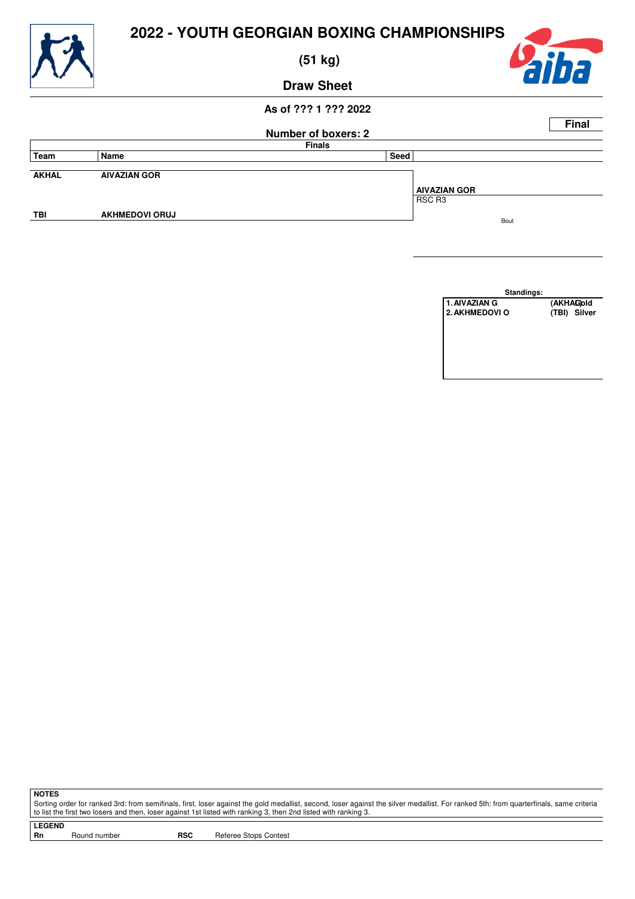# 2022 - YOUTH GEORGIAN BOXING CHAMPIONSHIPS

## (51 kg)

### Draw Sheet

**As of ??? 1 ??? 2022**

**Final**

**Number of boxers: 2**

**Finals**

| Team | Name | Seed | |
|---|---|---|---|
| **AKHAL** | **AIVAZIAN GOR** | | |
| | | | **AIVAZIAN GOR** RSC R3 |
| | | | Bout |
| **TBI** | **AKHMEDOVI ORUJ** | | |

**Standings:**

| | | |
|---|---|---|
| 1. AIVAZIAN G | (AKHAL) | Gold |
| 2. AKHMEDOVI O | (TBI) | Silver |

**NOTES**

Sorting order for ranked 3rd: from semifinals, first, loser against the gold medallist, second, loser against the silver medallist. For ranked 5th: from quarterfinals, same criteria to list the first two losers and then, loser against 1st listed with ranking 3, then 2nd listed with ranking 3.

**LEGEND**

| | | | |
|---|---|---|---|
| **Rn** | Round number | **RSC** | Referee Stops Contest |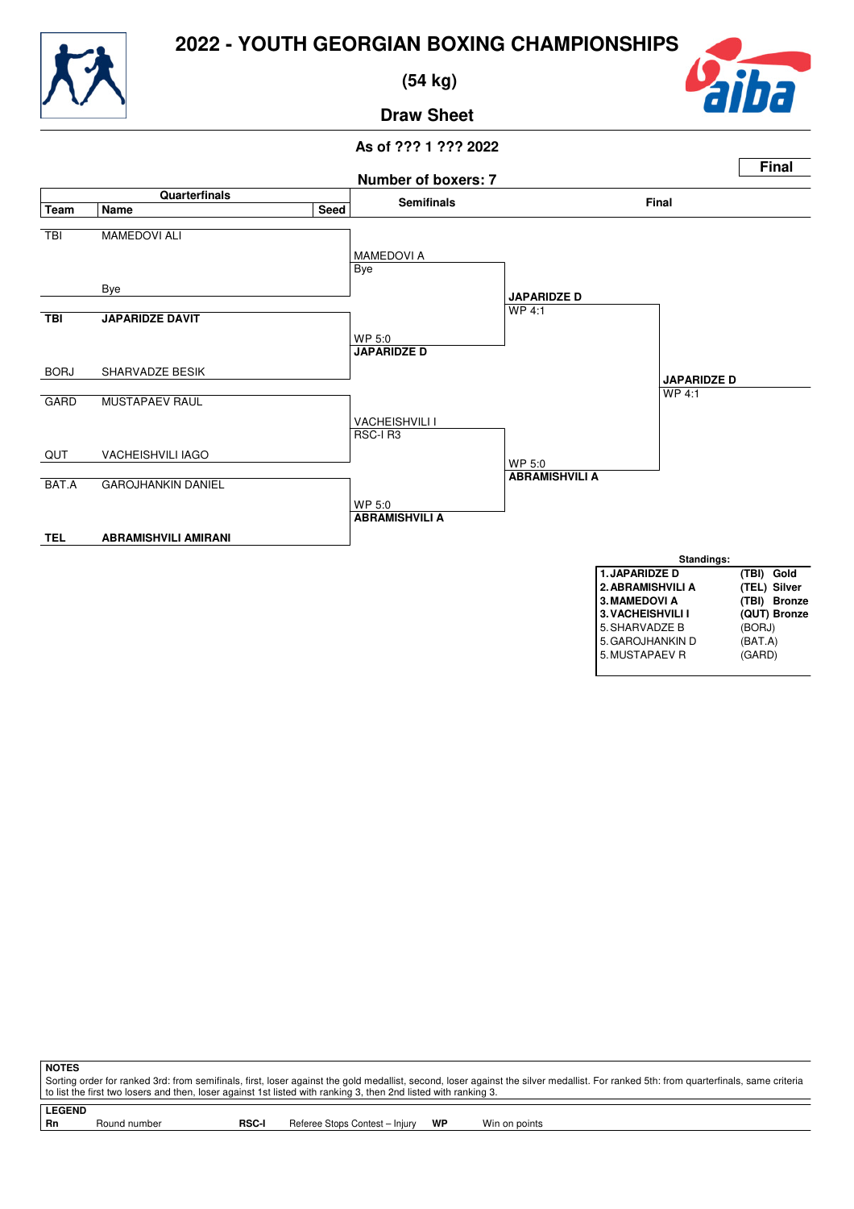# 2022 - YOUTH GEORGIAN BOXING CHAMPIONSHIPS

## (54 kg)

## Draw Sheet

**As of ??? 1 ??? 2022**

**Final**

**Number of boxers: 7**

### Quarterfinals

| Team | Name | Seed |
|---|---|---|
| TBI | MAMEDOVI ALI | |
| | Bye | |
| **TBI** | **JAPARIDZE DAVIT** | |
| BORJ | SHARVADZE BESIK | |
| GARD | MUSTAPAEV RAUL | |
| QUT | VACHEISHVILI IAGO | |
| BAT.A | GAROJHANKIN DANIEL | |
| **TEL** | **ABRAMISHVILI AMIRANI** | |

### Semifinals

- MAMEDOVI A — Bye
- **JAPARIDZE D** — WP 5:0
- VACHEISHVILI I — RSC-I R3
- **ABRAMISHVILI A** — WP 5:0

### Final

- **JAPARIDZE D** — WP 4:1
- **ABRAMISHVILI A** — WP 5:0

**JAPARIDZE D** — WP 4:1

### Standings:

| | | |
|---|---|---|
| **1. JAPARIDZE D** | **(TBI)** | **Gold** |
| **2. ABRAMISHVILI A** | **(TEL)** | **Silver** |
| **3. MAMEDOVI A** | **(TBI)** | **Bronze** |
| **3. VACHEISHVILI I** | **(QUT)** | **Bronze** |
| 5. SHARVADZE B | (BORJ) | |
| 5. GAROJHANKIN D | (BAT.A) | |
| 5. MUSTAPAEV R | (GARD) | |

**NOTES**

Sorting order for ranked 3rd: from semifinals, first, loser against the gold medallist, second, loser against the silver medallist. For ranked 5th: from quarterfinals, same criteria to list the first two losers and then, loser against 1st listed with ranking 3, then 2nd listed with ranking 3.

**LEGEND**

| | | | | | |
|---|---|---|---|---|---|
| **Rn** | Round number | **RSC-I** | Referee Stops Contest – Injury | **WP** | Win on points |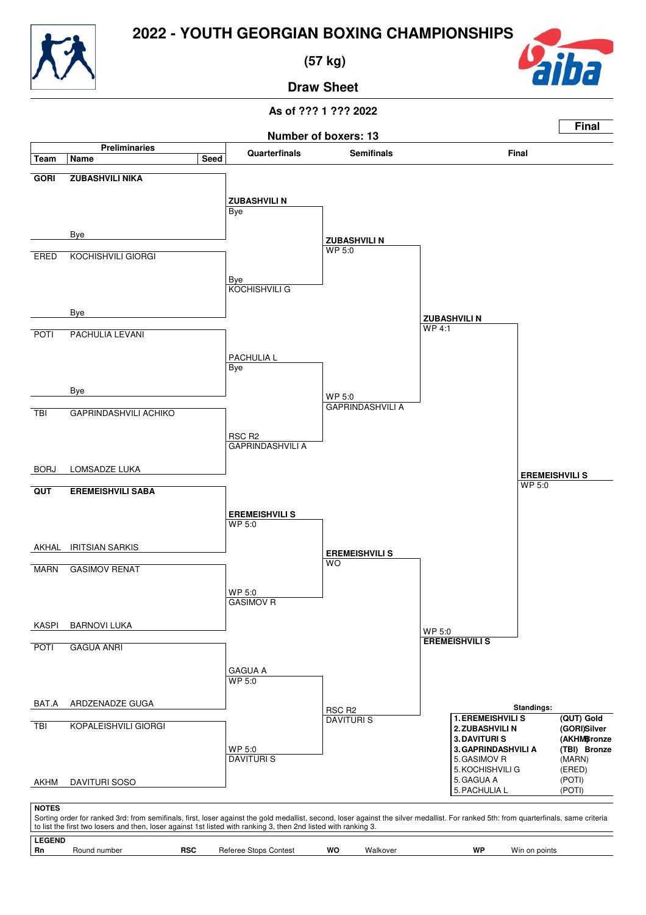# 2022 - YOUTH GEORGIAN BOXING CHAMPIONSHIPS

## (57 kg)

### Draw Sheet

As of ??? 1 ??? 2022

**Final**

Number of boxers: 13

| Team | Name | Seed |
|---|---|---|
| **GORI** | **ZUBASHVILI NIKA** | |
| | Bye | |
| ERED | KOCHISHVILI GIORGI | |
| | Bye | |
| POTI | PACHULIA LEVANI | |
| | Bye | |
| TBI | GAPRINDASHVILI ACHIKO | |
| BORJ | LOMSADZE LUKA | |
| **QUT** | **EREMEISHVILI SABA** | |
| AKHAL | IRITSIAN SARKIS | |
| MARN | GASIMOV RENAT | |
| KASPI | BARNOVI LUKA | |
| POTI | GAGUA ANRI | |
| BAT.A | ARDZENADZE GUGA | |
| TBI | KOPALEISHVILI GIORGI | |
| AKHM | DAVITURI SOSO | |

**Quarterfinals**

- **ZUBASHVILI N** – Bye
- Bye – KOCHISHVILI G
- PACHULIA L – Bye
- RSC R2 – GAPRINDASHVILI A
- **EREMEISHVILI S** – WP 5:0
- WP 5:0 – GASIMOV R
- GAGUA A – WP 5:0
- WP 5:0 – DAVITURI S

**Semifinals**

- **ZUBASHVILI N** – WP 5:0
- WP 5:0 – GAPRINDASHVILI A
- **EREMEISHVILI S** – WO
- RSC R2 – DAVITURI S

**Final**

- **ZUBASHVILI N** – WP 4:1
- WP 5:0 – **EREMEISHVILI S**

**Winner: EREMEISHVILI S** – WP 5:0

**Standings:**

| | | |
|---|---|---|
| **1. EREMEISHVILI S** | **(QUT)** | **Gold** |
| **2. ZUBASHVILI N** | **(GORI)** | **Silver** |
| **3. DAVITURI S** | **(AKHM)** | **Bronze** |
| **3. GAPRINDASHVILI A** | **(TBI)** | **Bronze** |
| 5. GASIMOV R | (MARN) | |
| 5. KOCHISHVILI G | (ERED) | |
| 5. GAGUA A | (POTI) | |
| 5. PACHULIA L | (POTI) | |

**NOTES**

Sorting order for ranked 3rd: from semifinals, first, loser against the gold medallist, second, loser against the silver medallist. For ranked 5th: from quarterfinals, same criteria to list the first two losers and then, loser against 1st listed with ranking 3, then 2nd listed with ranking 3.

**LEGEND**

| | | | | | | | |
|---|---|---|---|---|---|---|---|
| **Rn** | Round number | **RSC** | Referee Stops Contest | **WO** | Walkover | **WP** | Win on points |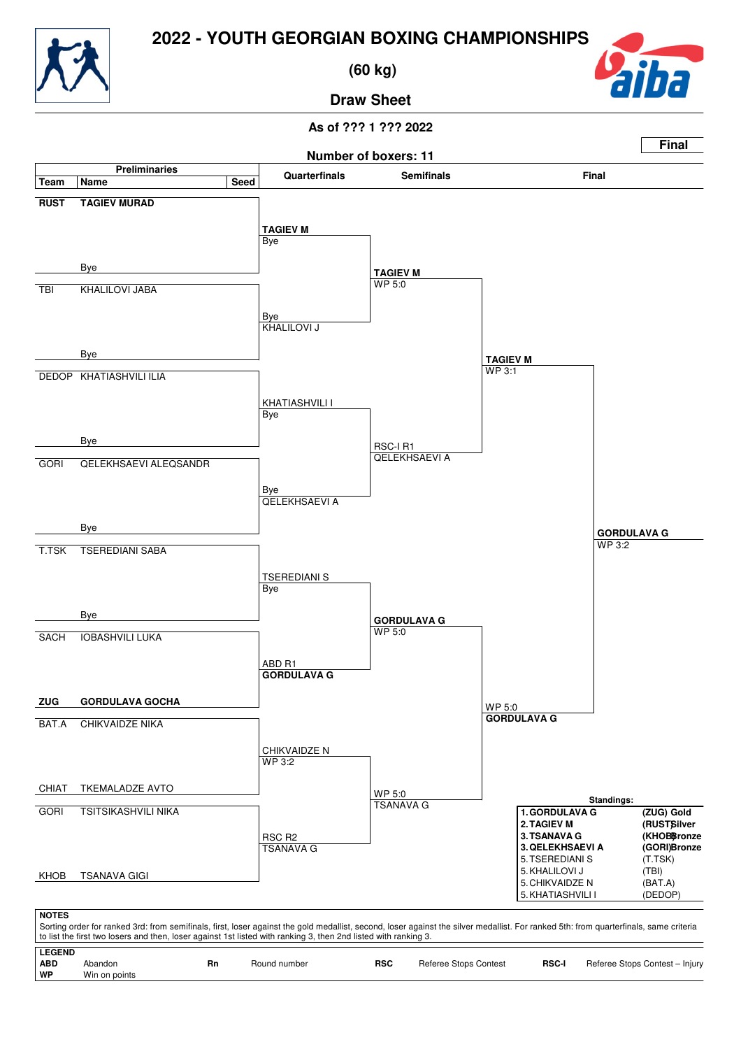# 2022 - YOUTH GEORGIAN BOXING CHAMPIONSHIPS

## (60 kg)

### Draw Sheet

As of ??? 1 ??? 2022

**Final**

Number of boxers: 11

## Preliminaries

| Team | Name | Seed |
|---|---|---|
| **RUST** | **TAGIEV MURAD** | |
| | Bye | |
| TBI | KHALILOVI JABA | |
| | Bye | |
| DEDOP | KHATIASHVILI ILIA | |
| | Bye | |
| GORI | QELEKHSAEVI ALEQSANDR | |
| | Bye | |
| T.TSK | TSEREDIANI SABA | |
| | Bye | |
| SACH | IOBASHVILI LUKA | |
| **ZUG** | **GORDULAVA GOCHA** | |
| BAT.A | CHIKVAIDZE NIKA | |
| CHIAT | TKEMALADZE AVTO | |
| GORI | TSITSIKASHVILI NIKA | |
| KHOB | TSANAVA GIGI | |

## Quarterfinals

- **TAGIEV M** — Bye
- KHALILOVI J — Bye
- KHATIASHVILI I — Bye
- QELEKHSAEVI A — Bye
- TSEREDIANI S — Bye
- **GORDULAVA G** — ABD R1
- CHIKVAIDZE N — WP 3:2
- TSANAVA G — RSC R2

## Semifinals

- **TAGIEV M** — WP 5:0
- QELEKHSAEVI A — RSC-I R1
- **GORDULAVA G** — WP 5:0
- TSANAVA G — WP 5:0

## Final

- **TAGIEV M** — WP 3:1
- **GORDULAVA G** — WP 5:0

**GORDULAVA G** — WP 3:2

## Standings:

| | | |
|---|---|---|
| 1. | **GORDULAVA G** | **(ZUG) Gold** |
| 2. | **TAGIEV M** | **(RUST) Silver** |
| 3. | **TSANAVA G** | **(KHOB) Bronze** |
| 3. | **QELEKHSAEVI A** | **(GORI) Bronze** |
| 5. | TSEREDIANI S | (T.TSK) |
| 5. | KHALILOVI J | (TBI) |
| 5. | CHIKVAIDZE N | (BAT.A) |
| 5. | KHATIASHVILI I | (DEDOP) |

**NOTES**

Sorting order for ranked 3rd: from semifinals, first, loser against the gold medallist, second, loser against the silver medallist. For ranked 5th: from quarterfinals, same criteria to list the first two losers and then, loser against 1st listed with ranking 3, then 2nd listed with ranking 3.

**LEGEND**

| | | | | | | | |
|---|---|---|---|---|---|---|---|
| **ABD** | Abandon | **Rn** | Round number | **RSC** | Referee Stops Contest | **RSC-I** | Referee Stops Contest – Injury |
| **WP** | Win on points | | | | | | |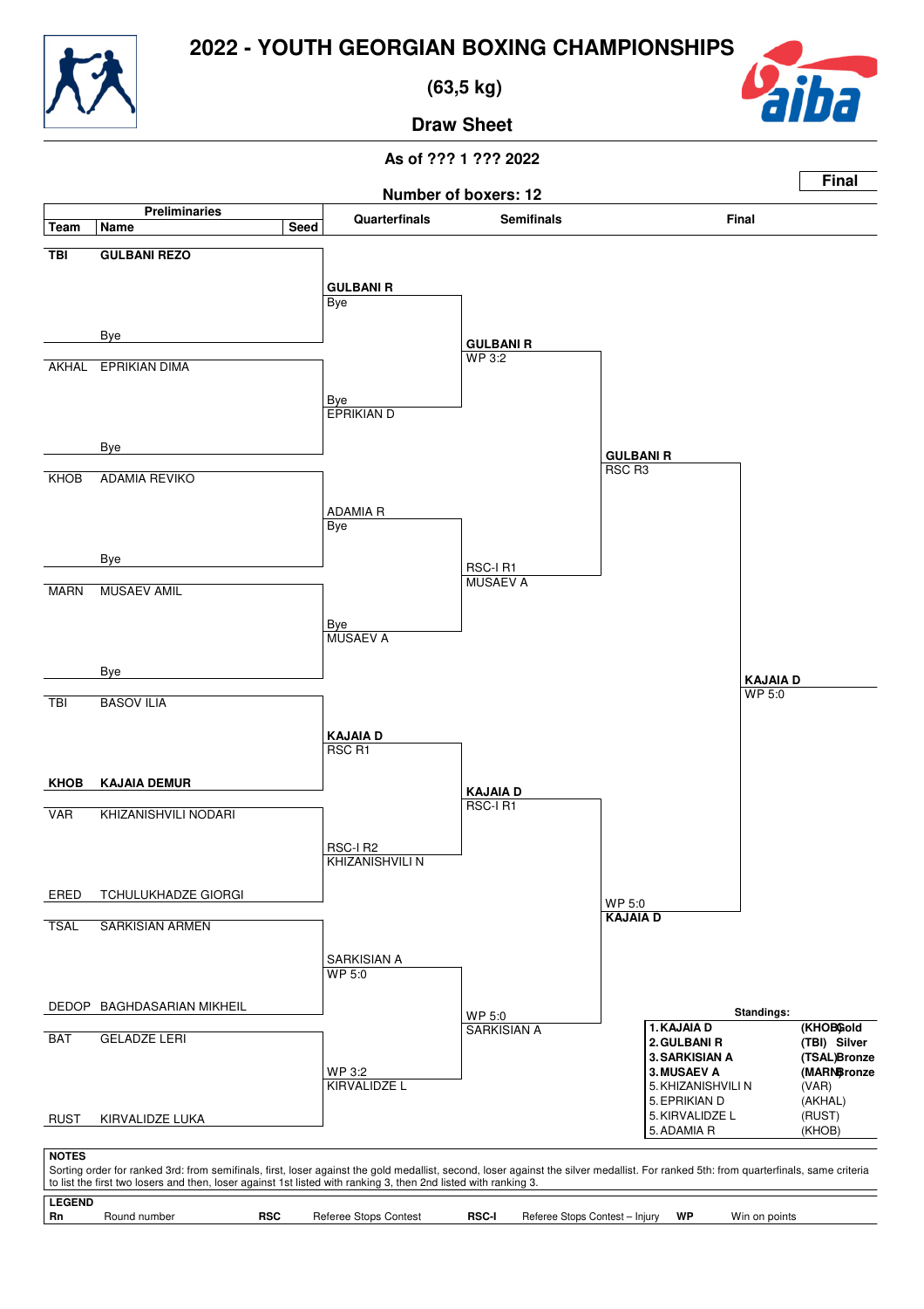# 2022 - YOUTH GEORGIAN BOXING CHAMPIONSHIPS

**(63,5 kg)**

**Draw Sheet**

**As of ??? 1 ??? 2022**

**Number of boxers: 12**

**Final**

## Preliminaries

| Team | Name | Seed |
|---|---|---|
| **TBI** | **GULBANI REZO** | |
| | Bye | |
| AKHAL | EPRIKIAN DIMA | |
| | Bye | |
| KHOB | ADAMIA REVIKO | |
| | Bye | |
| MARN | MUSAEV AMIL | |
| | Bye | |
| TBI | BASOV ILIA | |
| **KHOB** | **KAJAIA DEMUR** | |
| VAR | KHIZANISHVILI NODARI | |
| ERED | TCHULUKHADZE GIORGI | |
| TSAL | SARKISIAN ARMEN | |
| DEDOP | BAGHDASARIAN MIKHEIL | |
| BAT | GELADZE LERI | |
| RUST | KIRVALIDZE LUKA | |

## Quarterfinals

- **GULBANI R** – Bye
- EPRIKIAN D – Bye
- ADAMIA R – Bye
- MUSAEV A – Bye
- **KAJAIA D** – RSC R1
- KHIZANISHVILI N – RSC-I R2
- SARKISIAN A – WP 5:0
- KIRVALIDZE L – WP 3:2

## Semifinals

- **GULBANI R** – WP 3:2
- MUSAEV A – RSC-I R1
- **KAJAIA D** – RSC-I R1
- SARKISIAN A – WP 5:0

## Final

- **GULBANI R** – RSC R3
- **KAJAIA D** – WP 5:0

**KAJAIA D** – WP 5:0

## Standings:

| | Team | Medal |
|---|---|---|
| **1. KAJAIA D** | **(KHOB)** | **Gold** |
| **2. GULBANI R** | **(TBI)** | **Silver** |
| **3. SARKISIAN A** | **(TSAL)** | **Bronze** |
| **3. MUSAEV A** | **(MARN)** | **Bronze** |
| 5. KHIZANISHVILI N | (VAR) | |
| 5. EPRIKIAN D | (AKHAL) | |
| 5. KIRVALIDZE L | (RUST) | |
| 5. ADAMIA R | (KHOB) | |

**NOTES**

Sorting order for ranked 3rd: from semifinals, first, loser against the gold medallist, second, loser against the silver medallist. For ranked 5th: from quarterfinals, same criteria to list the first two losers and then, loser against 1st listed with ranking 3, then 2nd listed with ranking 3.

**LEGEND**

| | | | | | | | |
|---|---|---|---|---|---|---|---|
| **Rn** | Round number | **RSC** | Referee Stops Contest | **RSC-I** | Referee Stops Contest – Injury | **WP** | Win on points |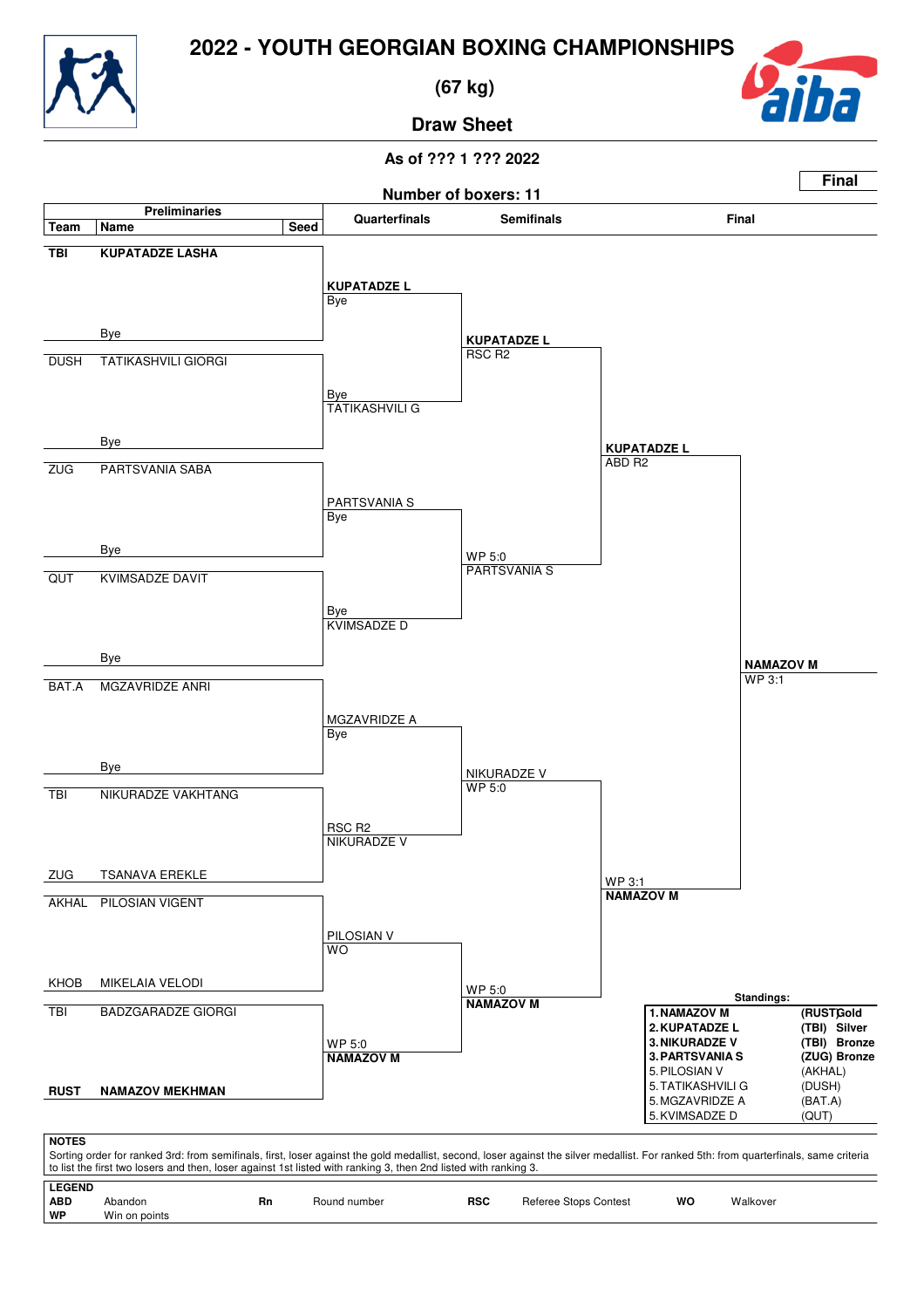# 2022 - YOUTH GEORGIAN BOXING CHAMPIONSHIPS

**(67 kg)**

**Draw Sheet**

**As of ??? 1 ??? 2022**

**Final**

**Number of boxers: 11**

## Preliminaries

| Team | Name | Seed |
|---|---|---|
| TBI | KUPATADZE LASHA | |
| | Bye | |
| DUSH | TATIKASHVILI GIORGI | |
| | Bye | |
| ZUG | PARTSVANIA SABA | |
| | Bye | |
| QUT | KVIMSADZE DAVIT | |
| | Bye | |
| BAT.A | MGZAVRIDZE ANRI | |
| | Bye | |
| TBI | NIKURADZE VAKHTANG | |
| ZUG | TSANAVA EREKLE | |
| AKHAL | PILOSIAN VIGENT | |
| KHOB | MIKELAIA VELODI | |
| TBI | BADZGARADZE GIORGI | |
| RUST | NAMAZOV MEKHMAN | |

## Quarterfinals

- **KUPATADZE L** — Bye
- Bye — TATIKASHVILI G
- PARTSVANIA S — Bye
- Bye — KVIMSADZE D
- MGZAVRIDZE A — Bye
- RSC R2 — NIKURADZE V
- PILOSIAN V — WO
- WP 5:0 — **NAMAZOV M**

## Semifinals

- **KUPATADZE L** — RSC R2
- WP 5:0 — PARTSVANIA S
- NIKURADZE V — WP 5:0
- WP 5:0 — **NAMAZOV M**

## Final

- **KUPATADZE L** — ABD R2
- WP 3:1 — **NAMAZOV M**

**Winner: NAMAZOV M** — WP 3:1

## Standings:

| Rank | Name | Team | Medal |
|---|---|---|---|
| 1. | NAMAZOV M | (RUST) | Gold |
| 2. | KUPATADZE L | (TBI) | Silver |
| 3. | NIKURADZE V | (TBI) | Bronze |
| 3. | PARTSVANIA S | (ZUG) | Bronze |
| 5. | PILOSIAN V | (AKHAL) | |
| 5. | TATIKASHVILI G | (DUSH) | |
| 5. | MGZAVRIDZE A | (BAT.A) | |
| 5. | KVIMSADZE D | (QUT) | |

**NOTES**

Sorting order for ranked 3rd: from semifinals, first, loser against the gold medallist, second, loser against the silver medallist. For ranked 5th: from quarterfinals, same criteria to list the first two losers and then, loser against 1st listed with ranking 3, then 2nd listed with ranking 3.

**LEGEND**

| Abbr. | Meaning | Abbr. | Meaning | Abbr. | Meaning | Abbr. | Meaning |
|---|---|---|---|---|---|---|---|
| ABD | Abandon | Rn | Round number | RSC | Referee Stops Contest | WO | Walkover |
| WP | Win on points | | | | | | |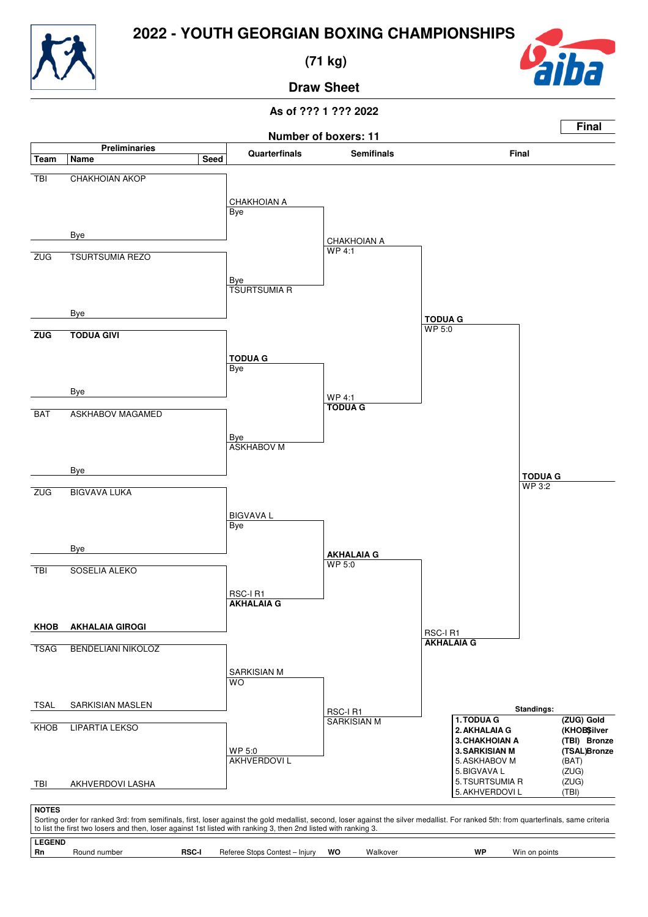# 2022 - YOUTH GEORGIAN BOXING CHAMPIONSHIPS

## (71 kg)

### Draw Sheet

As of ??? 1 ??? 2022

**Final**

Number of boxers: 11

| Team | Name | Seed | Quarterfinals | Semifinals | Final |
|---|---|---|---|---|---|
| TBI | CHAKHOIAN AKOP | | CHAKHOIAN A Bye | | |
| | Bye | | | CHAKHOIAN A WP 4:1 | |
| ZUG | TSURTSUMIA REZO | | Bye TSURTSUMIA R | | |
| | Bye | | | | TODUA G WP 5:0 |
| **ZUG** | **TODUA GIVI** | | **TODUA G** Bye | | |
| | Bye | | | WP 4:1 **TODUA G** | |
| BAT | ASKHABOV MAGAMED | | Bye ASKHABOV M | | |
| | Bye | | | | **TODUA G** WP 3:2 |
| ZUG | BIGVAVA LUKA | | BIGVAVA L Bye | | |
| | Bye | | | **AKHALAIA G** WP 5:0 | |
| TBI | SOSELIA ALEKO | | RSC-I R1 **AKHALAIA G** | | |
| **KHOB** | **AKHALAIA GIROGI** | | | | RSC-I R1 **AKHALAIA G** |
| TSAG | BENDELIANI NIKOLOZ | | SARKISIAN M WO | | |
| TSAL | SARKISIAN MASLEN | | | RSC-I R1 SARKISIAN M | |
| KHOB | LIPARTIA LEKSO | | WP 5:0 AKHVERDOVI L | | |
| TBI | AKHVERDOVI LASHA | | | | |

**Standings:**

| Rank | Name | Team | Medal |
|---|---|---|---|
| **1.** | **TODUA G** | **(ZUG)** | **Gold** |
| **2.** | **AKHALAIA G** | **(KHOB)** | **Silver** |
| **3.** | **CHAKHOIAN A** | **(TBI)** | **Bronze** |
| **3.** | **SARKISIAN M** | **(TSAL)** | **Bronze** |
| 5. | ASKHABOV M | (BAT) | |
| 5. | BIGVAVA L | (ZUG) | |
| 5. | TSURTSUMIA R | (ZUG) | |
| 5. | AKHVERDOVI L | (TBI) | |

**NOTES**

Sorting order for ranked 3rd: from semifinals, first, loser against the gold medallist, second, loser against the silver medallist. For ranked 5th: from quarterfinals, same criteria to list the first two losers and then, loser against 1st listed with ranking 3, then 2nd listed with ranking 3.

**LEGEND**

**Rn** Round number **RSC-I** Referee Stops Contest – Injury **WO** Walkover **WP** Win on points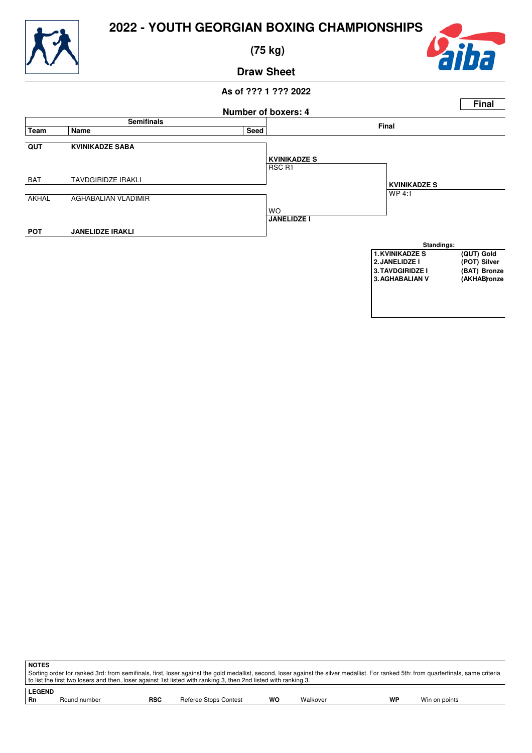# 2022 - YOUTH GEORGIAN BOXING CHAMPIONSHIPS

## (75 kg)

### Draw Sheet

**As of ??? 1 ??? 2022**

**Final**

**Number of boxers: 4**

| Team | Name | Seed | Final | |
|---|---|---|---|---|
| **QUT** | **KVINIKADZE SABA** | | **KVINIKADZE S** RSC R1 | |
| BAT | TAVDGIRIDZE IRAKLI | | | **KVINIKADZE S** WP 4:1 |
| AKHAL | AGHABALIAN VLADIMIR | | WO **JANELIDZE I** | |
| **POT** | **JANELIDZE IRAKLI** | | | |

**Standings:**

| Rank | Name | Team / Medal |
|---|---|---|
| 1. | KVINIKADZE S | (QUT) Gold |
| 2. | JANELIDZE I | (POT) Silver |
| 3. | TAVDGIRIDZE I | (BAT) Bronze |
| 3. | AGHABALIAN V | (AKHAL) Bronze |

**NOTES**

Sorting order for ranked 3rd: from semifinals, first, loser against the gold medallist, second, loser against the silver medallist. For ranked 5th: from quarterfinals, same criteria to list the first two losers and then, loser against 1st listed with ranking 3, then 2nd listed with ranking 3.

**LEGEND**

| | | | | | | | |
|---|---|---|---|---|---|---|---|
| **Rn** | Round number | **RSC** | Referee Stops Contest | **WO** | Walkover | **WP** | Win on points |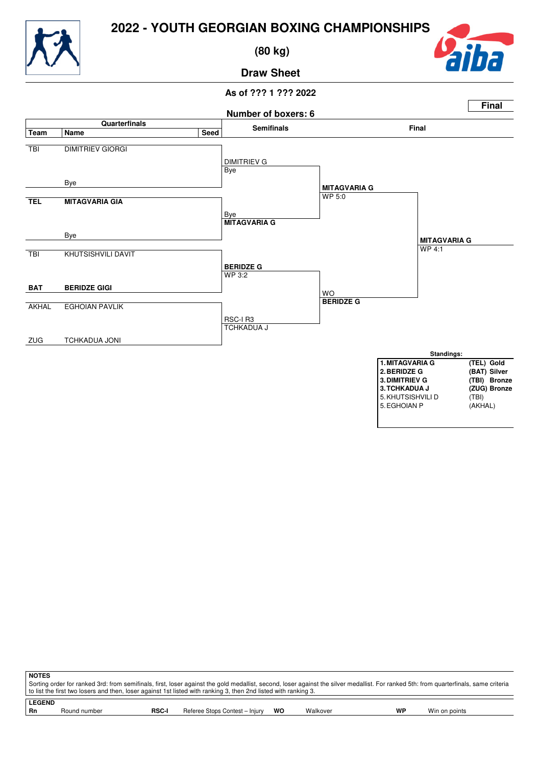# 2022 - YOUTH GEORGIAN BOXING CHAMPIONSHIPS

## (80 kg)

## Draw Sheet

**As of ??? 1 ??? 2022**

**Final**

**Number of boxers: 6**

| Team | Name | Seed | Semifinals | Final | |
|---|---|---|---|---|---|
| TBI | DIMITRIEV GIORGI | | DIMITRIEV G / Bye | | |
| | Bye | | | **MITAGVARIA G** WP 5:0 | |
| **TEL** | **MITAGVARIA GIA** | | Bye / **MITAGVARIA G** | | |
| | Bye | | | | **MITAGVARIA G** WP 4:1 |
| TBI | KHUTSISHVILI DAVIT | | **BERIDZE G** WP 3:2 | | |
| **BAT** | **BERIDZE GIGI** | | | WO **BERIDZE G** | |
| AKHAL | EGHOIAN PAVLIK | | RSC-I R3 TCHKADUA J | | |
| ZUG | TCHKADUA JONI | | | | |

**Standings:**

| Rank | Name | Team | Medal |
|---|---|---|---|
| **1.** | **MITAGVARIA G** | **(TEL)** | **Gold** |
| **2.** | **BERIDZE G** | **(BAT)** | **Silver** |
| **3.** | **DIMITRIEV G** | **(TBI)** | **Bronze** |
| **3.** | **TCHKADUA J** | **(ZUG)** | **Bronze** |
| 5. | KHUTSISHVILI D | (TBI) | |
| 5. | EGHOIAN P | (AKHAL) | |

**NOTES**

Sorting order for ranked 3rd: from semifinals, first, loser against the gold medallist, second, loser against the silver medallist. For ranked 5th: from quarterfinals, same criteria to list the first two losers and then, loser against 1st listed with ranking 3, then 2nd listed with ranking 3.

**LEGEND**

| | | | | | | | |
|---|---|---|---|---|---|---|---|
| **Rn** | Round number | **RSC-I** | Referee Stops Contest – Injury | **WO** | Walkover | **WP** | Win on points |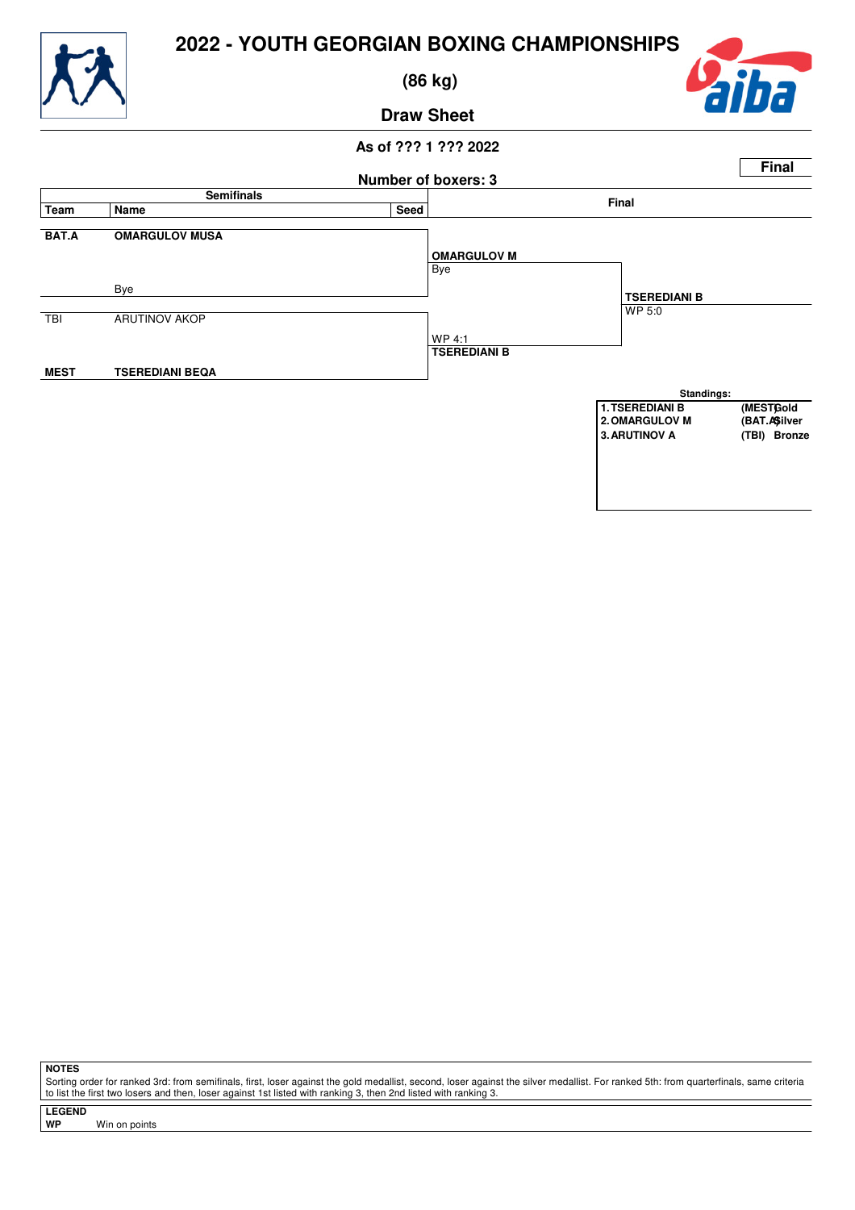# 2022 - YOUTH GEORGIAN BOXING CHAMPIONSHIPS

## (86 kg)

### Draw Sheet

**As of ??? 1 ??? 2022**

**Final**

**Number of boxers: 3**

| Team | Name | Seed | Semifinals | Final |
|---|---|---|---|---|
| **BAT.A** | **OMARGULOV MUSA** | | **OMARGULOV M** Bye | |
| | Bye | | | **TSEREDIANI B** WP 5:0 |
| TBI | ARUTINOV AKOP | | WP 4:1 **TSEREDIANI B** | |
| **MEST** | **TSEREDIANI BEQA** | | | |

**Standings:**

| | | |
|---|---|---|
| 1. TSEREDIANI B | (MEST) | Gold |
| 2. OMARGULOV M | (BAT.A) | Silver |
| 3. ARUTINOV A | (TBI) | Bronze |

**NOTES**

Sorting order for ranked 3rd: from semifinals, first, loser against the gold medallist, second, loser against the silver medallist. For ranked 5th: from quarterfinals, same criteria to list the first two losers and then, loser against 1st listed with ranking 3, then 2nd listed with ranking 3.

**LEGEND**

**WP** Win on points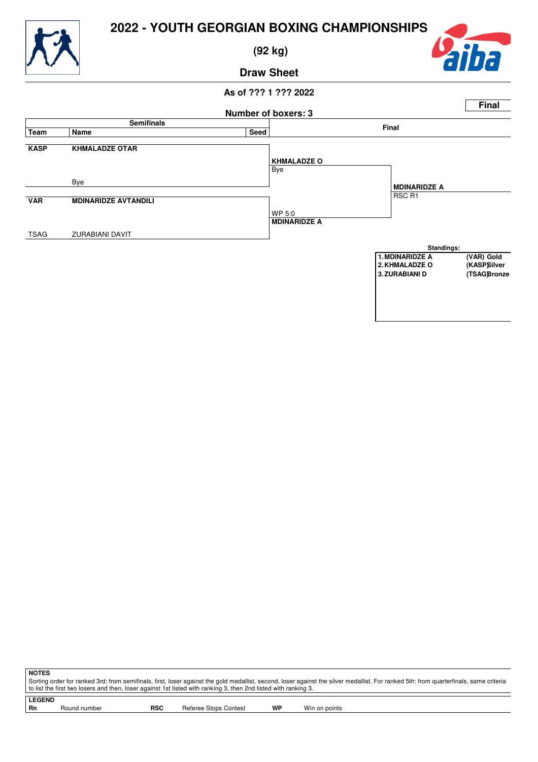# 2022 - YOUTH GEORGIAN BOXING CHAMPIONSHIPS

## (92 kg)

## Draw Sheet

**As of ??? 1 ??? 2022**

**Final**

**Number of boxers: 3**

| Team | Name | Seed | Semifinals | Final |
|---|---|---|---|---|
| **KASP** | **KHMALADZE OTAR** | | **KHMALADZE O** Bye | |
| | Bye | | | **MDINARIDZE A** RSC R1 |
| **VAR** | **MDINARIDZE AVTANDILI** | | WP 5:0 **MDINARIDZE A** | |
| TSAG | ZURABIANI DAVIT | | | |

**Standings:**

| | | |
|---|---|---|
| **1.** | **MDINARIDZE A** | **(VAR) Gold** |
| **2.** | **KHMALADZE O** | **(KASP) Silver** |
| **3.** | **ZURABIANI D** | **(TSAG) Bronze** |

**NOTES**

Sorting order for ranked 3rd: from semifinals, first, loser against the gold medallist, second, loser against the silver medallist. For ranked 5th: from quarterfinals, same criteria to list the first two losers and then, loser against 1st listed with ranking 3, then 2nd listed with ranking 3.

**LEGEND**

| | | | | | |
|---|---|---|---|---|---|
| **Rn** | Round number | **RSC** | Referee Stops Contest | **WP** | Win on points |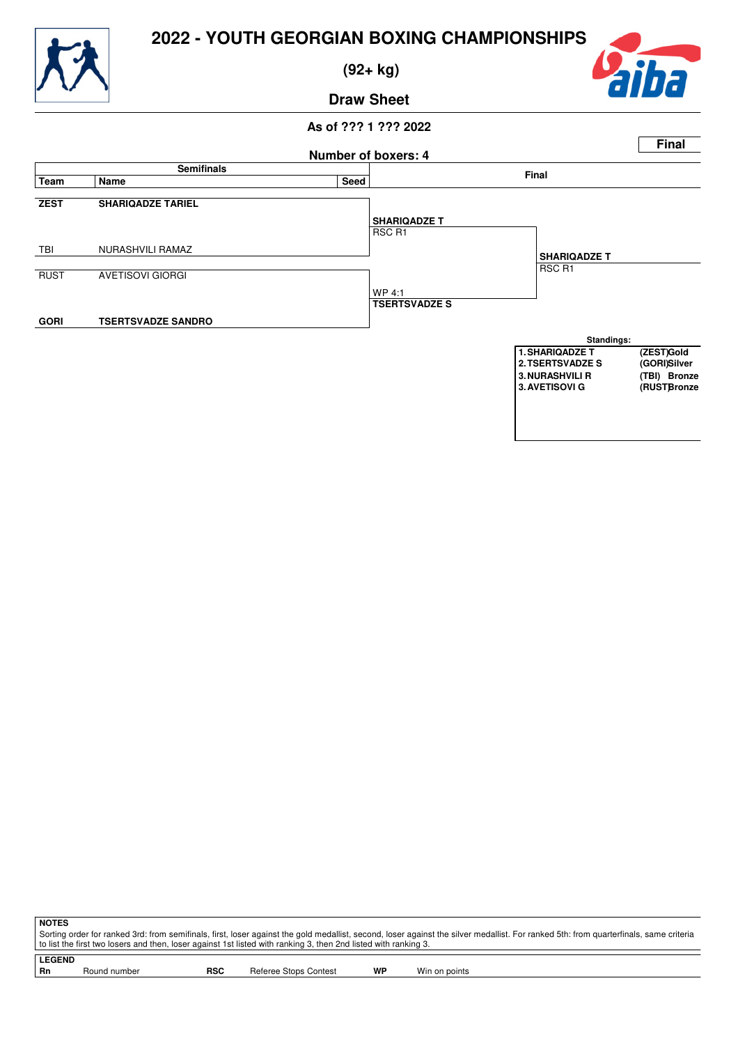# 2022 - YOUTH GEORGIAN BOXING CHAMPIONSHIPS

**(92+ kg)**

**Draw Sheet**

**As of ??? 1 ??? 2022**

**Final**

**Number of boxers: 4**

| Team | Name | Seed | Semifinals | Final |
|---|---|---|---|---|
| **ZEST** | **SHARIQADZE TARIEL** | | **SHARIQADZE T** RSC R1 | **SHARIQADZE T** RSC R1 |
| TBI | NURASHVILI RAMAZ | | | |
| RUST | AVETISOVI GIORGI | | WP 4:1 **TSERTSVADZE S** | |
| **GORI** | **TSERTSVADZE SANDRO** | | | |

**Standings:**

| | | |
|---|---|---|
| **1. SHARIQADZE T** | **(ZEST)** | **Gold** |
| **2. TSERTSVADZE S** | **(GORI)** | **Silver** |
| **3. NURASHVILI R** | **(TBI)** | **Bronze** |
| **3. AVETISOVI G** | **(RUST)** | **Bronze** |

**NOTES**

Sorting order for ranked 3rd: from semifinals, first, loser against the gold medallist, second, loser against the silver medallist. For ranked 5th: from quarterfinals, same criteria to list the first two losers and then, loser against 1st listed with ranking 3, then 2nd listed with ranking 3.

**LEGEND**

| | | | | | |
|---|---|---|---|---|---|
| **Rn** | Round number | **RSC** | Referee Stops Contest | **WP** | Win on points |